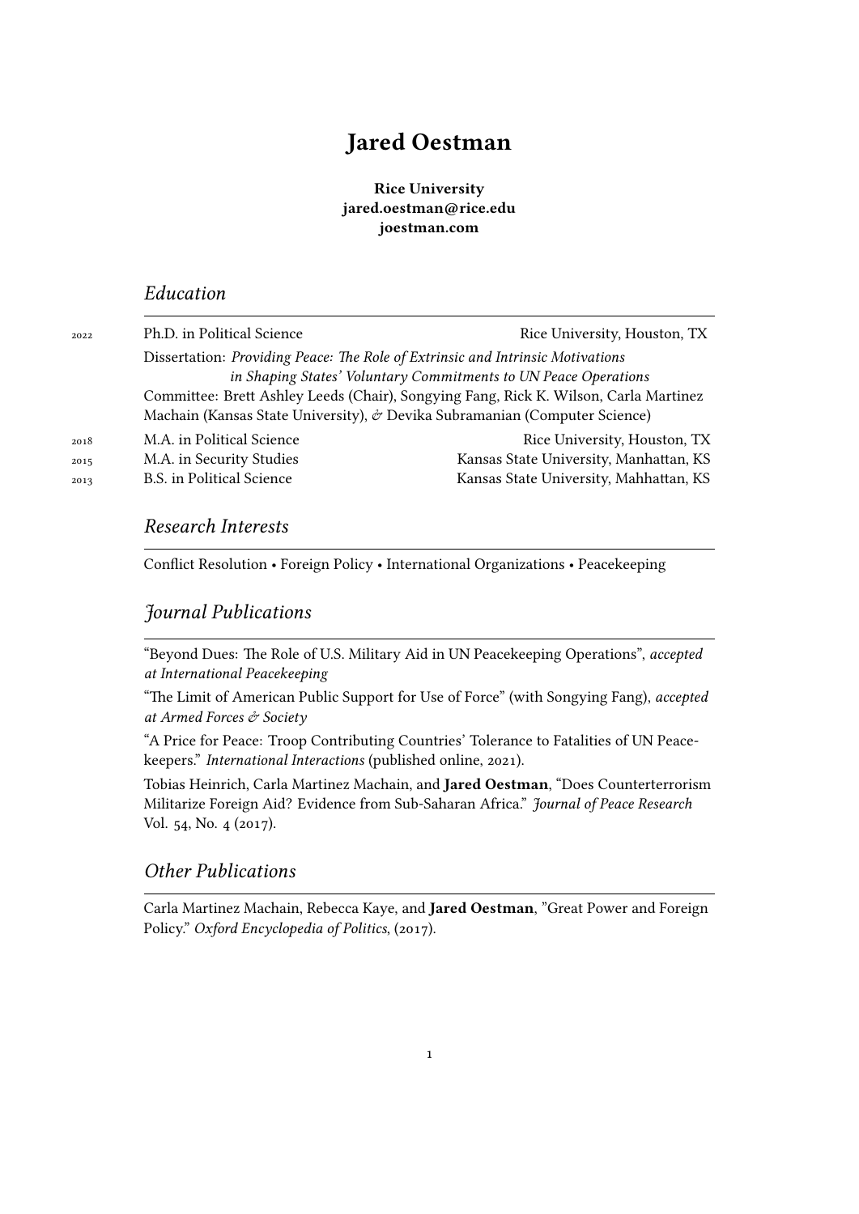# Jared Oestman

**Rice University**
**jared.oestman@rice.edu**
**joestman.com**

## *Education*

2022 Ph.D. in Political Science — Rice University, Houston, TX

Dissertation: *Providing Peace: The Role of Extrinsic and Intrinsic Motivations in Shaping States' Voluntary Commitments to UN Peace Operations*

Committee: Brett Ashley Leeds (Chair), Songying Fang, Rick K. Wilson, Carla Martinez Machain (Kansas State University), & Devika Subramanian (Computer Science)

2018 M.A. in Political Science — Rice University, Houston, TX

2015 M.A. in Security Studies — Kansas State University, Manhattan, KS

2013 B.S. in Political Science — Kansas State University, Mahhattan, KS

## *Research Interests*

Conflict Resolution • Foreign Policy • International Organizations • Peacekeeping

## *Journal Publications*

"Beyond Dues: The Role of U.S. Military Aid in UN Peacekeeping Operations", *accepted at International Peacekeeping*

"The Limit of American Public Support for Use of Force" (with Songying Fang), *accepted at Armed Forces & Society*

"A Price for Peace: Troop Contributing Countries' Tolerance to Fatalities of UN Peacekeepers." *International Interactions* (published online, 2021).

Tobias Heinrich, Carla Martinez Machain, and **Jared Oestman**, "Does Counterterrorism Militarize Foreign Aid? Evidence from Sub-Saharan Africa." *Journal of Peace Research* Vol. 54, No. 4 (2017).

## *Other Publications*

Carla Martinez Machain, Rebecca Kaye, and **Jared Oestman**, "Great Power and Foreign Policy." *Oxford Encyclopedia of Politics*, (2017).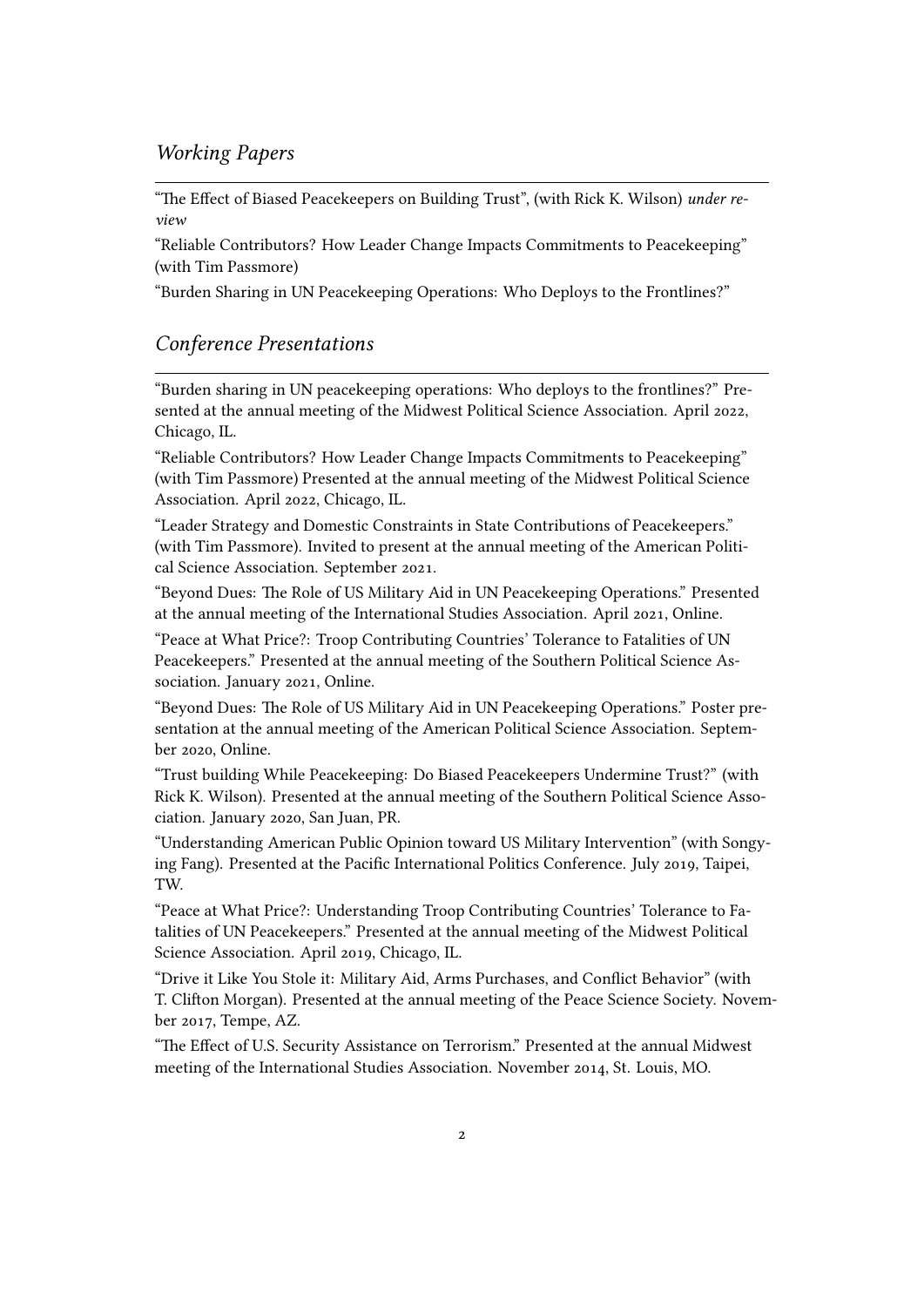## *Working Papers*

"The Effect of Biased Peacekeepers on Building Trust", (with Rick K. Wilson) *under review*

"Reliable Contributors? How Leader Change Impacts Commitments to Peacekeeping" (with Tim Passmore)

"Burden Sharing in UN Peacekeeping Operations: Who Deploys to the Frontlines?"

## *Conference Presentations*

"Burden sharing in UN peacekeeping operations: Who deploys to the frontlines?" Presented at the annual meeting of the Midwest Political Science Association. April 2022, Chicago, IL.

"Reliable Contributors? How Leader Change Impacts Commitments to Peacekeeping" (with Tim Passmore) Presented at the annual meeting of the Midwest Political Science Association. April 2022, Chicago, IL.

"Leader Strategy and Domestic Constraints in State Contributions of Peacekeepers." (with Tim Passmore). Invited to present at the annual meeting of the American Political Science Association. September 2021.

"Beyond Dues: The Role of US Military Aid in UN Peacekeeping Operations." Presented at the annual meeting of the International Studies Association. April 2021, Online.

"Peace at What Price?: Troop Contributing Countries' Tolerance to Fatalities of UN Peacekeepers." Presented at the annual meeting of the Southern Political Science Association. January 2021, Online.

"Beyond Dues: The Role of US Military Aid in UN Peacekeeping Operations." Poster presentation at the annual meeting of the American Political Science Association. September 2020, Online.

"Trust building While Peacekeeping: Do Biased Peacekeepers Undermine Trust?" (with Rick K. Wilson). Presented at the annual meeting of the Southern Political Science Association. January 2020, San Juan, PR.

"Understanding American Public Opinion toward US Military Intervention" (with Songying Fang). Presented at the Pacific International Politics Conference. July 2019, Taipei, TW.

"Peace at What Price?: Understanding Troop Contributing Countries' Tolerance to Fatalities of UN Peacekeepers." Presented at the annual meeting of the Midwest Political Science Association. April 2019, Chicago, IL.

"Drive it Like You Stole it: Military Aid, Arms Purchases, and Conflict Behavior" (with T. Clifton Morgan). Presented at the annual meeting of the Peace Science Society. November 2017, Tempe, AZ.

"The Effect of U.S. Security Assistance on Terrorism." Presented at the annual Midwest meeting of the International Studies Association. November 2014, St. Louis, MO.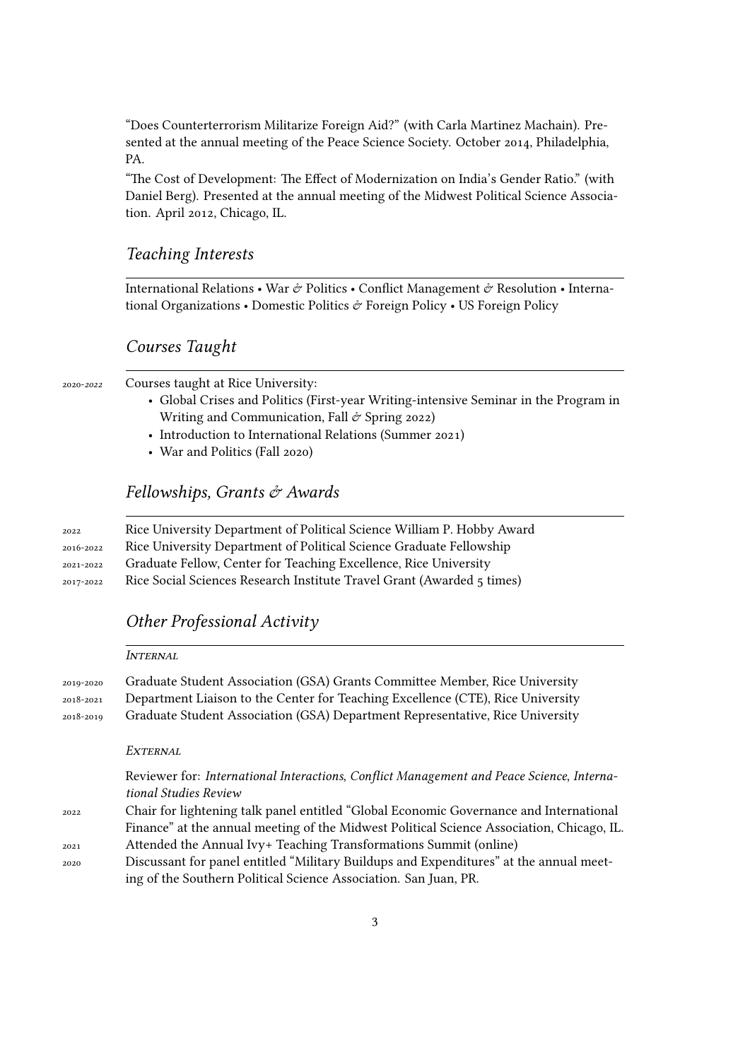"Does Counterterrorism Militarize Foreign Aid?" (with Carla Martinez Machain). Presented at the annual meeting of the Peace Science Society. October 2014, Philadelphia, PA.

"The Cost of Development: The Effect of Modernization on India's Gender Ratio." (with Daniel Berg). Presented at the annual meeting of the Midwest Political Science Association. April 2012, Chicago, IL.

## *Teaching Interests*

International Relations • War & Politics • Conflict Management & Resolution • International Organizations • Domestic Politics & Foreign Policy • US Foreign Policy

## *Courses Taught*

2020-2022 Courses taught at Rice University:

- Global Crises and Politics (First-year Writing-intensive Seminar in the Program in Writing and Communication, Fall & Spring 2022)
- Introduction to International Relations (Summer 2021)
- War and Politics (Fall 2020)

## *Fellowships, Grants & Awards*

2022 Rice University Department of Political Science William P. Hobby Award

2016-2022 Rice University Department of Political Science Graduate Fellowship

2021-2022 Graduate Fellow, Center for Teaching Excellence, Rice University

2017-2022 Rice Social Sciences Research Institute Travel Grant (Awarded 5 times)

## *Other Professional Activity*

### *Internal*

2019-2020 Graduate Student Association (GSA) Grants Committee Member, Rice University

2018-2021 Department Liaison to the Center for Teaching Excellence (CTE), Rice University

2018-2019 Graduate Student Association (GSA) Department Representative, Rice University

### *External*

Reviewer for: *International Interactions*, *Conflict Management and Peace Science*, *International Studies Review*

2022 Chair for lightening talk panel entitled "Global Economic Governance and International Finance" at the annual meeting of the Midwest Political Science Association, Chicago, IL.

2021 Attended the Annual Ivy+ Teaching Transformations Summit (online)

2020 Discussant for panel entitled "Military Buildups and Expenditures" at the annual meeting of the Southern Political Science Association. San Juan, PR.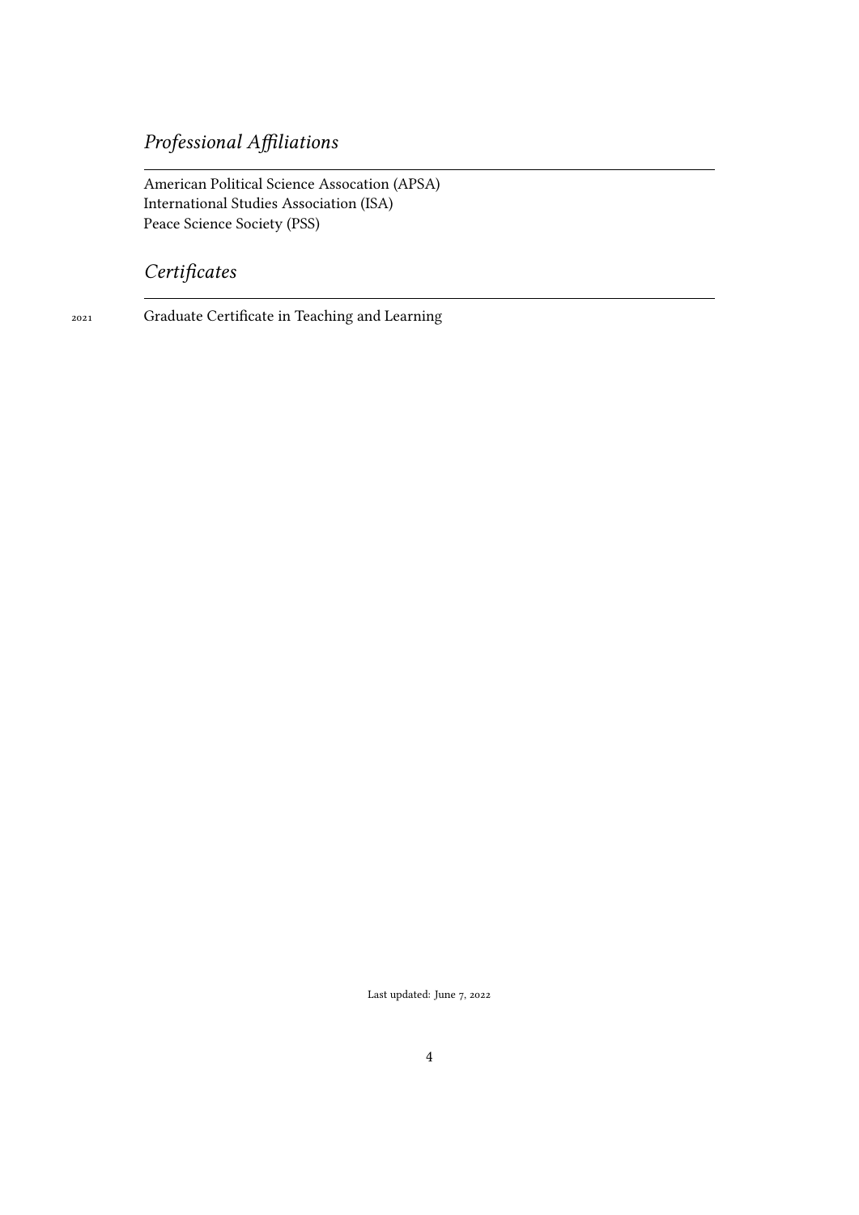## *Professional Affiliations*

American Political Science Assocation (APSA)
International Studies Association (ISA)
Peace Science Society (PSS)

## *Certificates*

2021 Graduate Certificate in Teaching and Learning

Last updated: June 7, 2022